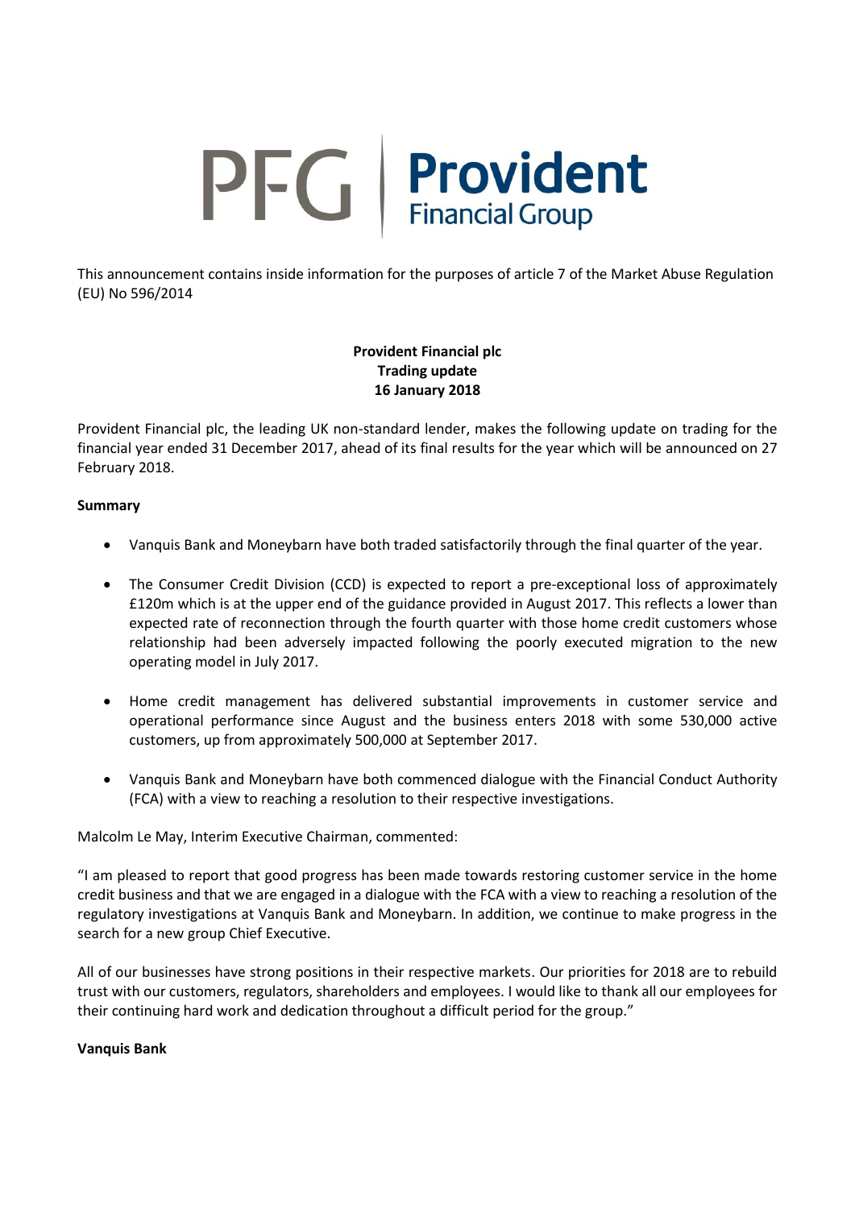PFG | Provident Financial Group

This announcement contains inside information for the purposes of article 7 of the Market Abuse Regulation (EU) No 596/2014

**Provident Financial plc**
**Trading update**
**16 January 2018**

Provident Financial plc, the leading UK non-standard lender, makes the following update on trading for the financial year ended 31 December 2017, ahead of its final results for the year which will be announced on 27 February 2018.

**Summary**

- Vanquis Bank and Moneybarn have both traded satisfactorily through the final quarter of the year.
- The Consumer Credit Division (CCD) is expected to report a pre-exceptional loss of approximately £120m which is at the upper end of the guidance provided in August 2017. This reflects a lower than expected rate of reconnection through the fourth quarter with those home credit customers whose relationship had been adversely impacted following the poorly executed migration to the new operating model in July 2017.
- Home credit management has delivered substantial improvements in customer service and operational performance since August and the business enters 2018 with some 530,000 active customers, up from approximately 500,000 at September 2017.
- Vanquis Bank and Moneybarn have both commenced dialogue with the Financial Conduct Authority (FCA) with a view to reaching a resolution to their respective investigations.

Malcolm Le May, Interim Executive Chairman, commented:

"I am pleased to report that good progress has been made towards restoring customer service in the home credit business and that we are engaged in a dialogue with the FCA with a view to reaching a resolution of the regulatory investigations at Vanquis Bank and Moneybarn. In addition, we continue to make progress in the search for a new group Chief Executive.

All of our businesses have strong positions in their respective markets. Our priorities for 2018 are to rebuild trust with our customers, regulators, shareholders and employees. I would like to thank all our employees for their continuing hard work and dedication throughout a difficult period for the group."

**Vanquis Bank**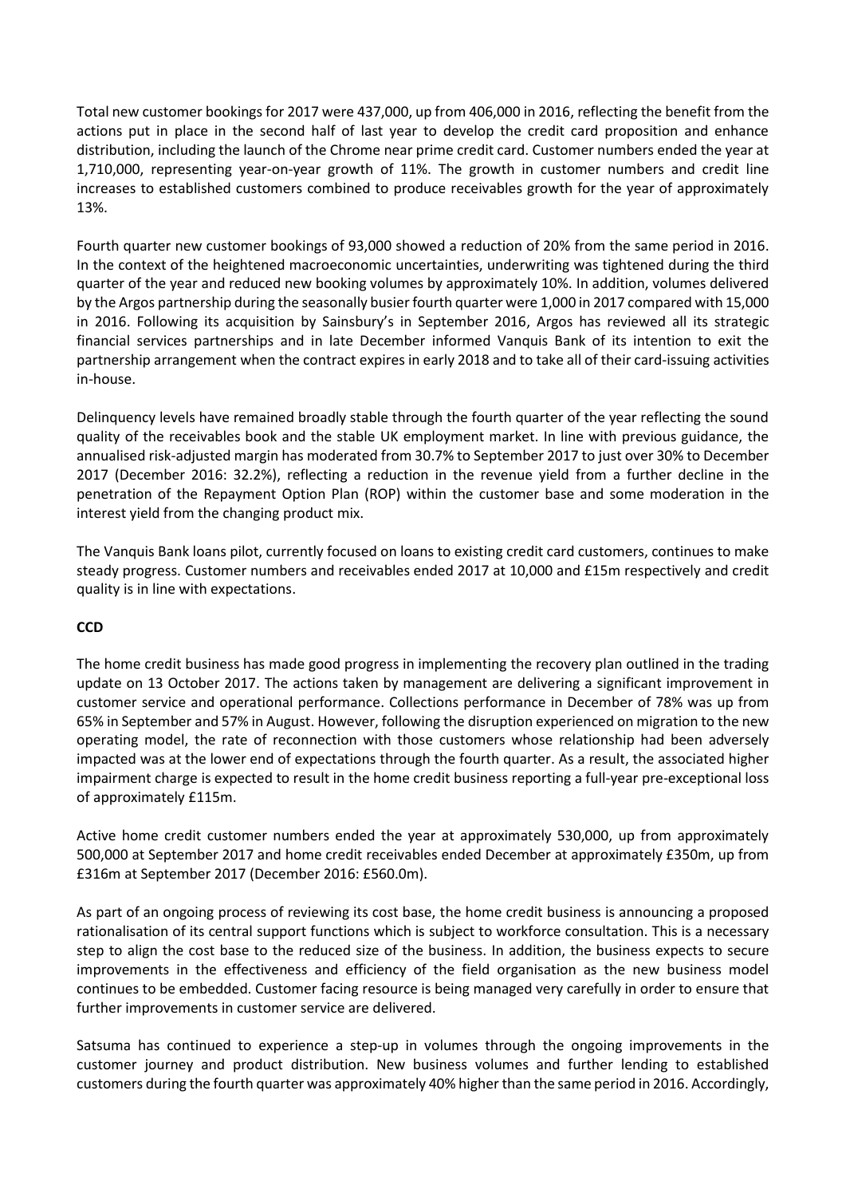Total new customer bookings for 2017 were 437,000, up from 406,000 in 2016, reflecting the benefit from the actions put in place in the second half of last year to develop the credit card proposition and enhance distribution, including the launch of the Chrome near prime credit card. Customer numbers ended the year at 1,710,000, representing year-on-year growth of 11%. The growth in customer numbers and credit line increases to established customers combined to produce receivables growth for the year of approximately 13%.

Fourth quarter new customer bookings of 93,000 showed a reduction of 20% from the same period in 2016. In the context of the heightened macroeconomic uncertainties, underwriting was tightened during the third quarter of the year and reduced new booking volumes by approximately 10%. In addition, volumes delivered by the Argos partnership during the seasonally busier fourth quarter were 1,000 in 2017 compared with 15,000 in 2016. Following its acquisition by Sainsbury's in September 2016, Argos has reviewed all its strategic financial services partnerships and in late December informed Vanquis Bank of its intention to exit the partnership arrangement when the contract expires in early 2018 and to take all of their card-issuing activities in-house.

Delinquency levels have remained broadly stable through the fourth quarter of the year reflecting the sound quality of the receivables book and the stable UK employment market. In line with previous guidance, the annualised risk-adjusted margin has moderated from 30.7% to September 2017 to just over 30% to December 2017 (December 2016: 32.2%), reflecting a reduction in the revenue yield from a further decline in the penetration of the Repayment Option Plan (ROP) within the customer base and some moderation in the interest yield from the changing product mix.

The Vanquis Bank loans pilot, currently focused on loans to existing credit card customers, continues to make steady progress. Customer numbers and receivables ended 2017 at 10,000 and £15m respectively and credit quality is in line with expectations.

**CCD**

The home credit business has made good progress in implementing the recovery plan outlined in the trading update on 13 October 2017. The actions taken by management are delivering a significant improvement in customer service and operational performance. Collections performance in December of 78% was up from 65% in September and 57% in August. However, following the disruption experienced on migration to the new operating model, the rate of reconnection with those customers whose relationship had been adversely impacted was at the lower end of expectations through the fourth quarter. As a result, the associated higher impairment charge is expected to result in the home credit business reporting a full-year pre-exceptional loss of approximately £115m.

Active home credit customer numbers ended the year at approximately 530,000, up from approximately 500,000 at September 2017 and home credit receivables ended December at approximately £350m, up from £316m at September 2017 (December 2016: £560.0m).

As part of an ongoing process of reviewing its cost base, the home credit business is announcing a proposed rationalisation of its central support functions which is subject to workforce consultation. This is a necessary step to align the cost base to the reduced size of the business. In addition, the business expects to secure improvements in the effectiveness and efficiency of the field organisation as the new business model continues to be embedded. Customer facing resource is being managed very carefully in order to ensure that further improvements in customer service are delivered.

Satsuma has continued to experience a step-up in volumes through the ongoing improvements in the customer journey and product distribution. New business volumes and further lending to established customers during the fourth quarter was approximately 40% higher than the same period in 2016. Accordingly,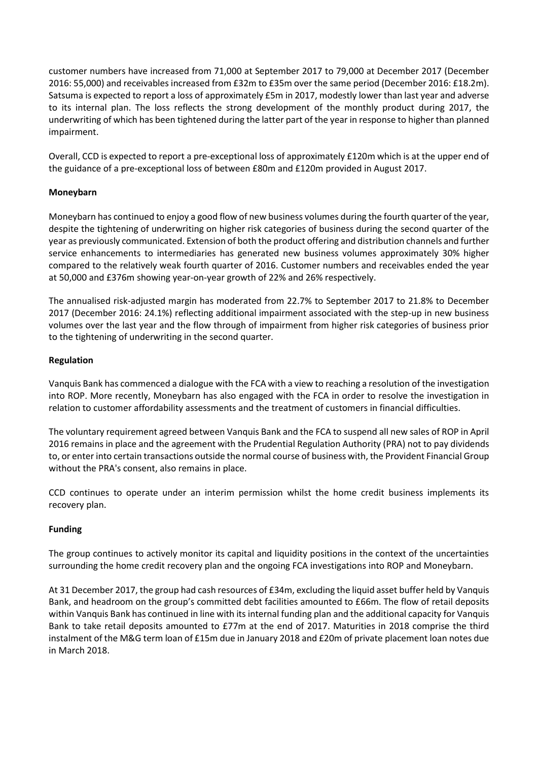customer numbers have increased from 71,000 at September 2017 to 79,000 at December 2017 (December 2016: 55,000) and receivables increased from £32m to £35m over the same period (December 2016: £18.2m). Satsuma is expected to report a loss of approximately £5m in 2017, modestly lower than last year and adverse to its internal plan. The loss reflects the strong development of the monthly product during 2017, the underwriting of which has been tightened during the latter part of the year in response to higher than planned impairment.

Overall, CCD is expected to report a pre-exceptional loss of approximately £120m which is at the upper end of the guidance of a pre-exceptional loss of between £80m and £120m provided in August 2017.

**Moneybarn**

Moneybarn has continued to enjoy a good flow of new business volumes during the fourth quarter of the year, despite the tightening of underwriting on higher risk categories of business during the second quarter of the year as previously communicated. Extension of both the product offering and distribution channels and further service enhancements to intermediaries has generated new business volumes approximately 30% higher compared to the relatively weak fourth quarter of 2016. Customer numbers and receivables ended the year at 50,000 and £376m showing year-on-year growth of 22% and 26% respectively.

The annualised risk-adjusted margin has moderated from 22.7% to September 2017 to 21.8% to December 2017 (December 2016: 24.1%) reflecting additional impairment associated with the step-up in new business volumes over the last year and the flow through of impairment from higher risk categories of business prior to the tightening of underwriting in the second quarter.

**Regulation**

Vanquis Bank has commenced a dialogue with the FCA with a view to reaching a resolution of the investigation into ROP. More recently, Moneybarn has also engaged with the FCA in order to resolve the investigation in relation to customer affordability assessments and the treatment of customers in financial difficulties.

The voluntary requirement agreed between Vanquis Bank and the FCA to suspend all new sales of ROP in April 2016 remains in place and the agreement with the Prudential Regulation Authority (PRA) not to pay dividends to, or enter into certain transactions outside the normal course of business with, the Provident Financial Group without the PRA's consent, also remains in place.

CCD continues to operate under an interim permission whilst the home credit business implements its recovery plan.

**Funding**

The group continues to actively monitor its capital and liquidity positions in the context of the uncertainties surrounding the home credit recovery plan and the ongoing FCA investigations into ROP and Moneybarn.

At 31 December 2017, the group had cash resources of £34m, excluding the liquid asset buffer held by Vanquis Bank, and headroom on the group's committed debt facilities amounted to £66m. The flow of retail deposits within Vanquis Bank has continued in line with its internal funding plan and the additional capacity for Vanquis Bank to take retail deposits amounted to £77m at the end of 2017. Maturities in 2018 comprise the third instalment of the M&G term loan of £15m due in January 2018 and £20m of private placement loan notes due in March 2018.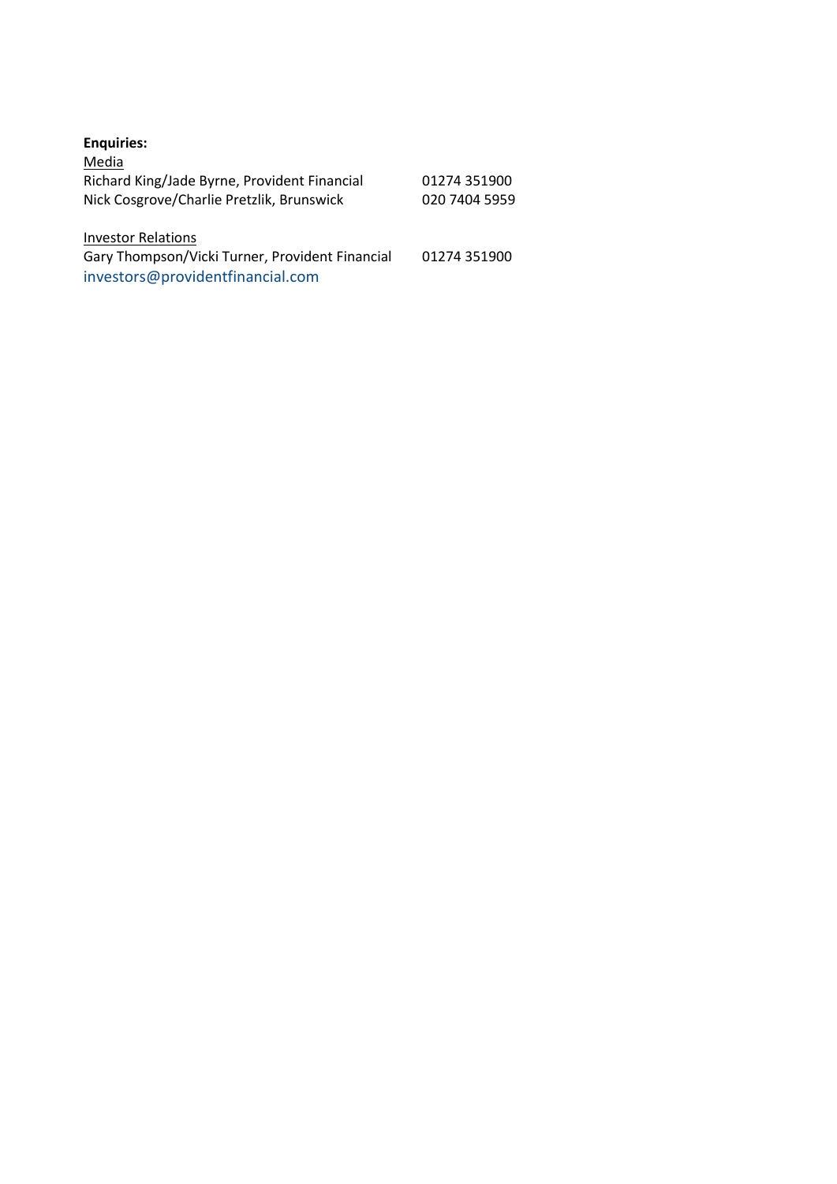**Enquiries:**

Media

| | |
|---|---|
| Richard King/Jade Byrne, Provident Financial | 01274 351900 |
| Nick Cosgrove/Charlie Pretzlik, Brunswick | 020 7404 5959 |

Investor Relations

| | |
|---|---|
| Gary Thompson/Vicki Turner, Provident Financial | 01274 351900 |

investors@providentfinancial.com